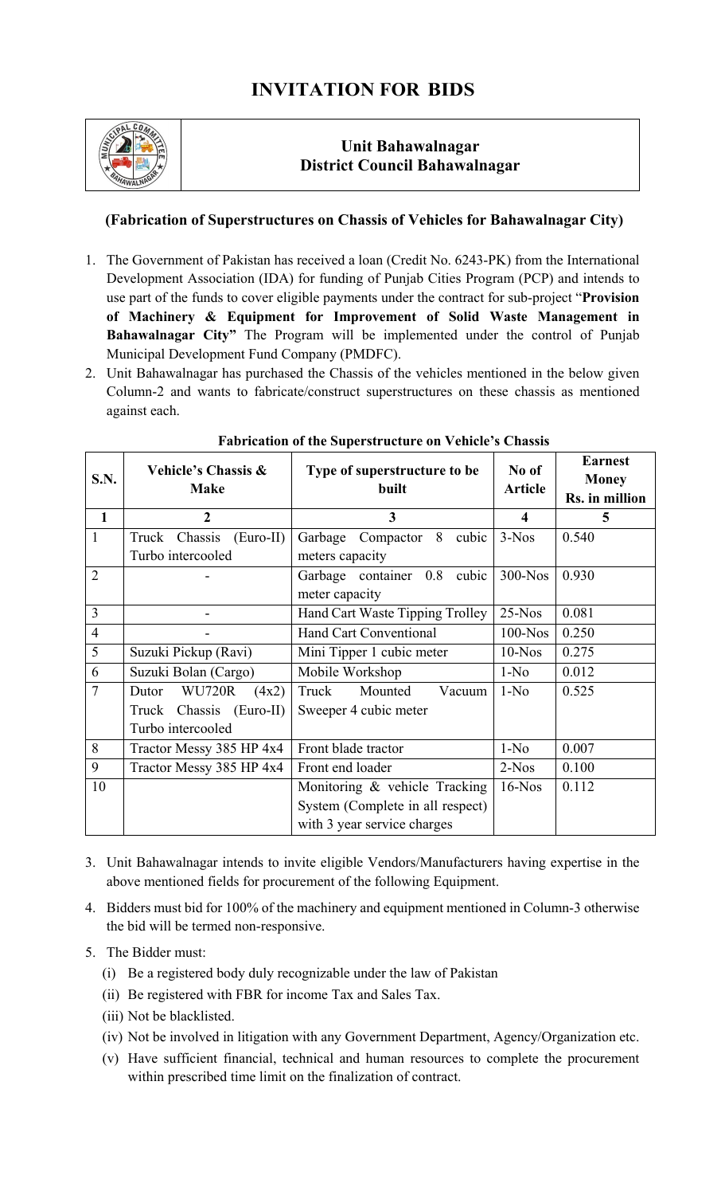# INVITATION FOR BIDS

**Unit Bahawalnagar**
**District Council Bahawalnagar**

**(Fabrication of Superstructures on Chassis of Vehicles for Bahawalnagar City)**

1. The Government of Pakistan has received a loan (Credit No. 6243-PK) from the International Development Association (IDA) for funding of Punjab Cities Program (PCP) and intends to use part of the funds to cover eligible payments under the contract for sub-project "**Provision of Machinery & Equipment for Improvement of Solid Waste Management in Bahawalnagar City"** The Program will be implemented under the control of Punjab Municipal Development Fund Company (PMDFC).
2. Unit Bahawalnagar has purchased the Chassis of the vehicles mentioned in the below given Column-2 and wants to fabricate/construct superstructures on these chassis as mentioned against each.

**Fabrication of the Superstructure on Vehicle's Chassis**

| S.N. | Vehicle's Chassis & Make | Type of superstructure to be built | No of Article | Earnest Money Rs. in million |
|---|---|---|---|---|
| **1** | **2** | **3** | **4** | **5** |
| 1 | Truck Chassis (Euro-II) Turbo intercooled | Garbage Compactor 8 cubic meters capacity | 3-Nos | 0.540 |
| 2 | - | Garbage container 0.8 cubic meter capacity | 300-Nos | 0.930 |
| 3 | - | Hand Cart Waste Tipping Trolley | 25-Nos | 0.081 |
| 4 | - | Hand Cart Conventional | 100-Nos | 0.250 |
| 5 | Suzuki Pickup (Ravi) | Mini Tipper 1 cubic meter | 10-Nos | 0.275 |
| 6 | Suzuki Bolan (Cargo) | Mobile Workshop | 1-No | 0.012 |
| 7 | Dutor WU720R (4x2) Truck Chassis (Euro-II) Turbo intercooled | Truck Mounted Vacuum Sweeper 4 cubic meter | 1-No | 0.525 |
| 8 | Tractor Messy 385 HP 4x4 | Front blade tractor | 1-No | 0.007 |
| 9 | Tractor Messy 385 HP 4x4 | Front end loader | 2-Nos | 0.100 |
| 10 | | Monitoring & vehicle Tracking System (Complete in all respect) with 3 year service charges | 16-Nos | 0.112 |

3. Unit Bahawalnagar intends to invite eligible Vendors/Manufacturers having expertise in the above mentioned fields for procurement of the following Equipment.
4. Bidders must bid for 100% of the machinery and equipment mentioned in Column-3 otherwise the bid will be termed non-responsive.
5. The Bidder must:
   - (i) Be a registered body duly recognizable under the law of Pakistan
   - (ii) Be registered with FBR for income Tax and Sales Tax.
   - (iii) Not be blacklisted.
   - (iv) Not be involved in litigation with any Government Department, Agency/Organization etc.
   - (v) Have sufficient financial, technical and human resources to complete the procurement within prescribed time limit on the finalization of contract.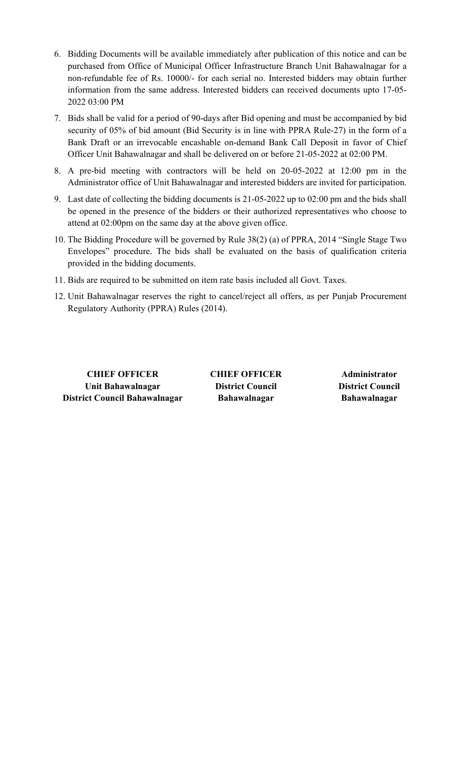6. Bidding Documents will be available immediately after publication of this notice and can be purchased from Office of Municipal Officer Infrastructure Branch Unit Bahawalnagar for a non-refundable fee of Rs. 10000/- for each serial no. Interested bidders may obtain further information from the same address. Interested bidders can received documents upto 17-05-2022 03:00 PM
7. Bids shall be valid for a period of 90-days after Bid opening and must be accompanied by bid security of 05% of bid amount (Bid Security is in line with PPRA Rule-27) in the form of a Bank Draft or an irrevocable encashable on-demand Bank Call Deposit in favor of Chief Officer Unit Bahawalnagar and shall be delivered on or before 21-05-2022 at 02:00 PM.
8. A pre-bid meeting with contractors will be held on 20-05-2022 at 12:00 pm in the Administrator office of Unit Bahawalnagar and interested bidders are invited for participation.
9. Last date of collecting the bidding documents is 21-05-2022 up to 02:00 pm and the bids shall be opened in the presence of the bidders or their authorized representatives who choose to attend at 02:00pm on the same day at the above given office.
10. The Bidding Procedure will be governed by Rule 38(2) (a) of PPRA, 2014 "Single Stage Two Envelopes" procedure. The bids shall be evaluated on the basis of qualification criteria provided in the bidding documents.
11. Bids are required to be submitted on item rate basis included all Govt. Taxes.
12. Unit Bahawalnagar reserves the right to cancel/reject all offers, as per Punjab Procurement Regulatory Authority (PPRA) Rules (2014).

**CHIEF OFFICER**
**Unit Bahawalnagar**
**District Council Bahawalnagar**

**CHIEF OFFICER**
**District Council**
**Bahawalnagar**

**Administrator**
**District Council**
**Bahawalnagar**